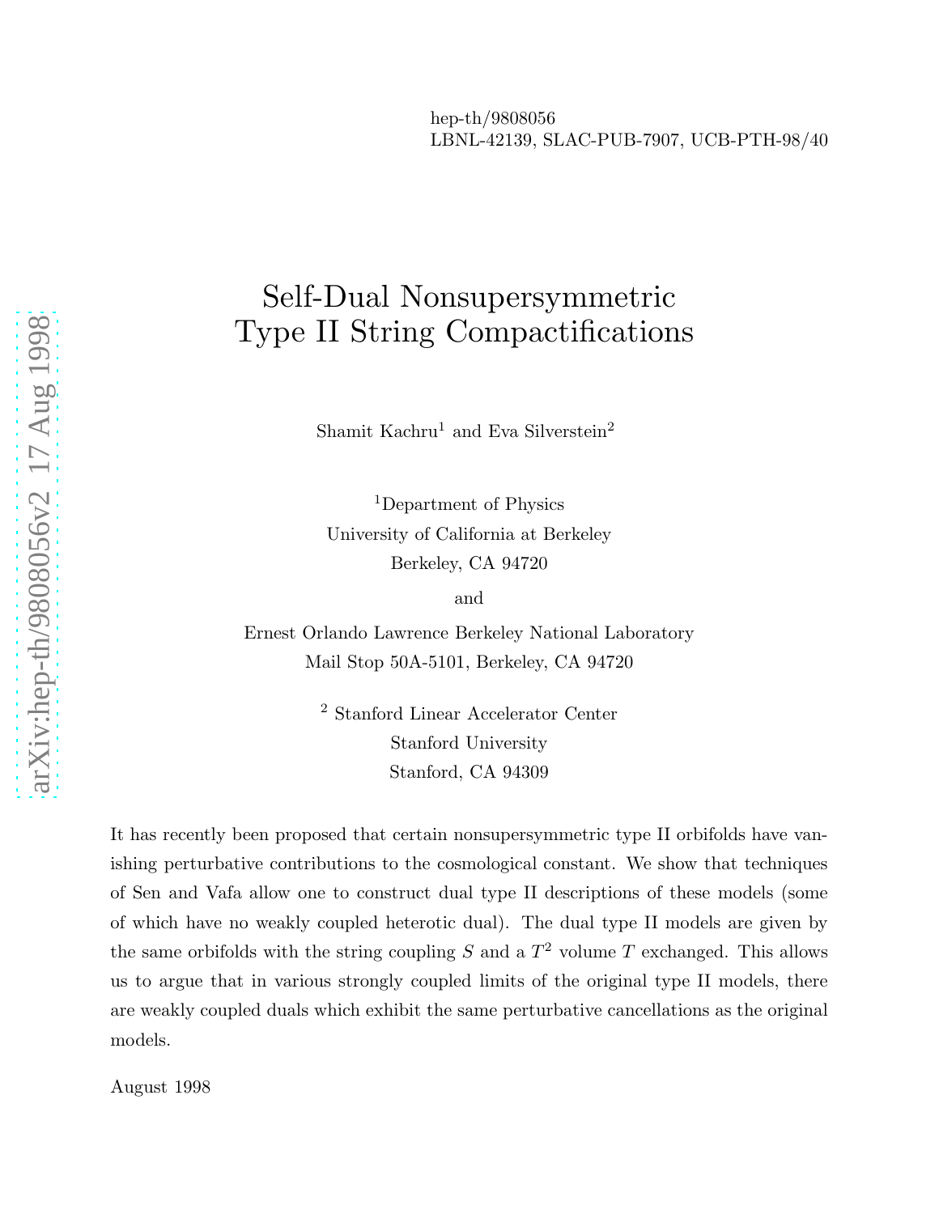hep-th/9808056

LBNL-42139, SLAC-PUB-7907, UCB-PTH-98/40

# Self-Dual Nonsupersymmetric Type II String Compactifications

Shamit Kachru[1] and Eva Silverstein[2]

[1]Department of Physics
University of California at Berkeley
Berkeley, CA 94720

and

Ernest Orlando Lawrence Berkeley National Laboratory
Mail Stop 50A-5101, Berkeley, CA 94720

[2] Stanford Linear Accelerator Center
Stanford University
Stanford, CA 94309

It has recently been proposed that certain nonsupersymmetric type II orbifolds have vanishing perturbative contributions to the cosmological constant. We show that techniques of Sen and Vafa allow one to construct dual type II descriptions of these models (some of which have no weakly coupled heterotic dual). The dual type II models are given by the same orbifolds with the string coupling $S$ and a $T^2$ volume $T$ exchanged. This allows us to argue that in various strongly coupled limits of the original type II models, there are weakly coupled duals which exhibit the same perturbative cancellations as the original models.

August 1998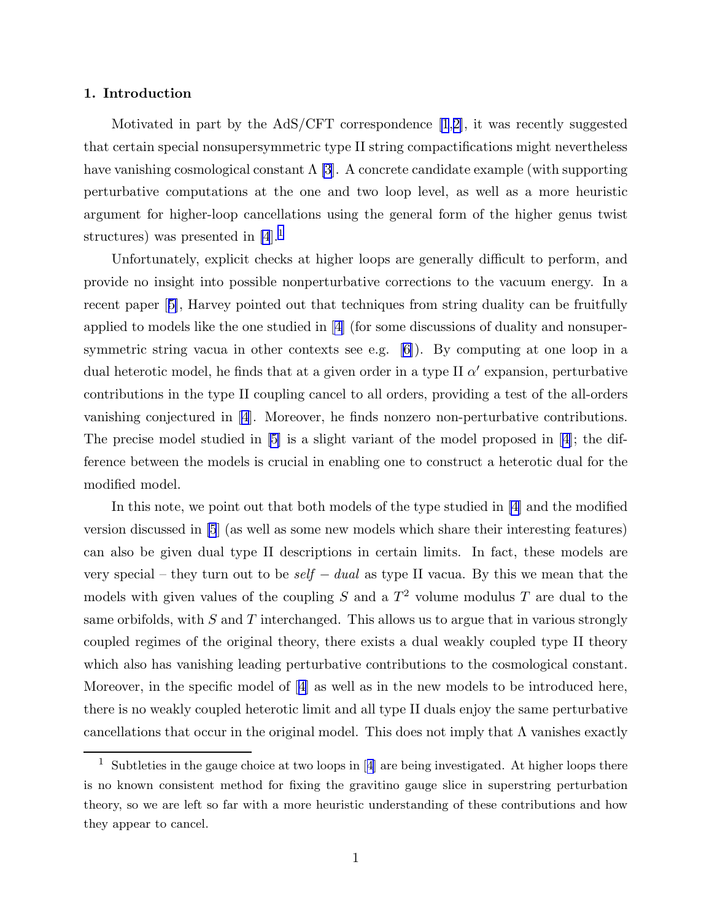## 1. Introduction

Motivated in part by the AdS/CFT correspondence [1,2], it was recently suggested that certain special nonsupersymmetric type II string compactifications might nevertheless have vanishing cosmological constant $\Lambda$ [3]. A concrete candidate example (with supporting perturbative computations at the one and two loop level, as well as a more heuristic argument for higher-loop cancellations using the general form of the higher genus twist structures) was presented in [4].[1]

Unfortunately, explicit checks at higher loops are generally difficult to perform, and provide no insight into possible nonperturbative corrections to the vacuum energy. In a recent paper [5], Harvey pointed out that techniques from string duality can be fruitfully applied to models like the one studied in [4] (for some discussions of duality and nonsupersymmetric string vacua in other contexts see e.g. [6]). By computing at one loop in a dual heterotic model, he finds that at a given order in a type II $\alpha'$ expansion, perturbative contributions in the type II coupling cancel to all orders, providing a test of the all-orders vanishing conjectured in [4]. Moreover, he finds nonzero non-perturbative contributions. The precise model studied in [5] is a slight variant of the model proposed in [4]; the difference between the models is crucial in enabling one to construct a heterotic dual for the modified model.

In this note, we point out that both models of the type studied in [4] and the modified version discussed in [5] (as well as some new models which share their interesting features) can also be given dual type II descriptions in certain limits. In fact, these models are very special – they turn out to be *self − dual* as type II vacua. By this we mean that the models with given values of the coupling $S$ and a $T^2$ volume modulus $T$ are dual to the same orbifolds, with $S$ and $T$ interchanged. This allows us to argue that in various strongly coupled regimes of the original theory, there exists a dual weakly coupled type II theory which also has vanishing leading perturbative contributions to the cosmological constant. Moreover, in the specific model of [4] as well as in the new models to be introduced here, there is no weakly coupled heterotic limit and all type II duals enjoy the same perturbative cancellations that occur in the original model. This does not imply that $\Lambda$ vanishes exactly

[1] Subtleties in the gauge choice at two loops in [4] are being investigated. At higher loops there is no known consistent method for fixing the gravitino gauge slice in superstring perturbation theory, so we are left so far with a more heuristic understanding of these contributions and how they appear to cancel.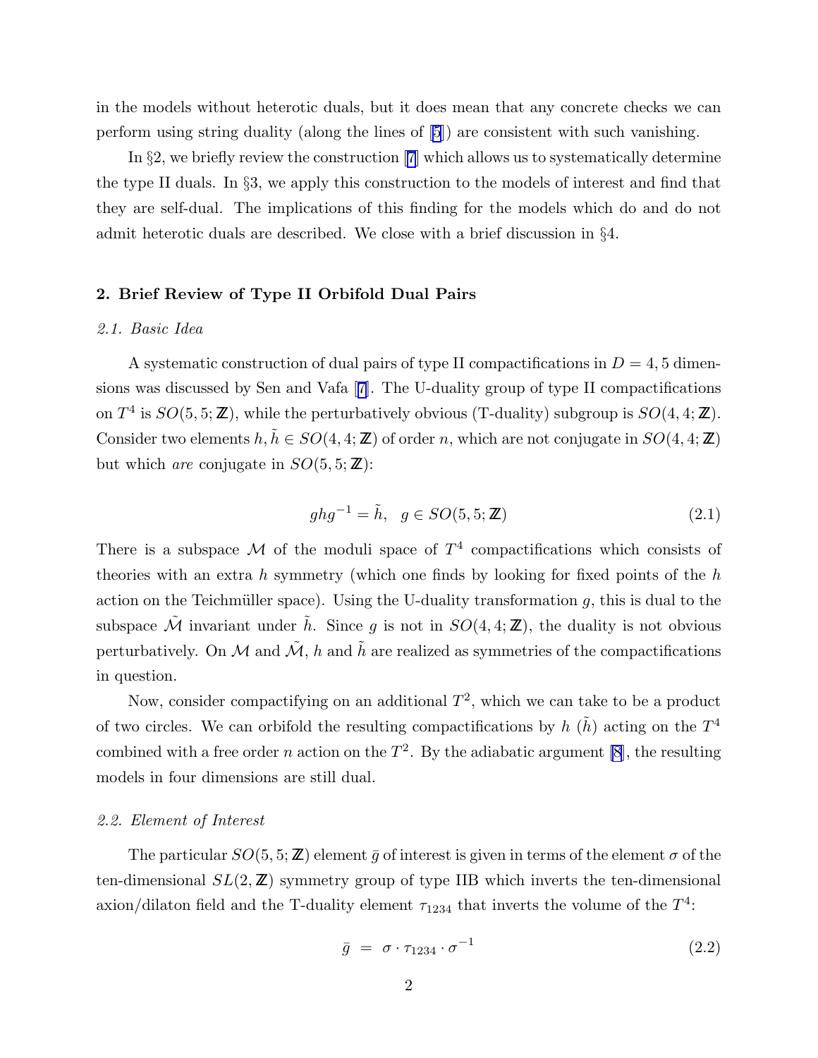in the models without heterotic duals, but it does mean that any concrete checks we can perform using string duality (along the lines of [5]) are consistent with such vanishing.

In §2, we briefly review the construction [7] which allows us to systematically determine the type II duals. In §3, we apply this construction to the models of interest and find that they are self-dual. The implications of this finding for the models which do and do not admit heterotic duals are described. We close with a brief discussion in §4.

## 2. Brief Review of Type II Orbifold Dual Pairs

### *2.1. Basic Idea*

A systematic construction of dual pairs of type II compactifications in $D = 4, 5$ dimensions was discussed by Sen and Vafa [7]. The U-duality group of type II compactifications on $T^4$ is $SO(5, 5; \mathbb{Z})$, while the perturbatively obvious (T-duality) subgroup is $SO(4, 4; \mathbb{Z})$. Consider two elements $h, \tilde{h} \in SO(4, 4; \mathbb{Z})$ of order $n$, which are not conjugate in $SO(4, 4; \mathbb{Z})$ but which *are* conjugate in $SO(5, 5; \mathbb{Z})$:

$$ghg^{-1} = \tilde{h}, \quad g \in SO(5, 5; \mathbb{Z}) \tag{2.1}$$

There is a subspace $\mathcal{M}$ of the moduli space of $T^4$ compactifications which consists of theories with an extra $h$ symmetry (which one finds by looking for fixed points of the $h$ action on the Teichmüller space). Using the U-duality transformation $g$, this is dual to the subspace $\tilde{\mathcal{M}}$ invariant under $\tilde{h}$. Since $g$ is not in $SO(4, 4; \mathbb{Z})$, the duality is not obvious perturbatively. On $\mathcal{M}$ and $\tilde{\mathcal{M}}$, $h$ and $\tilde{h}$ are realized as symmetries of the compactifications in question.

Now, consider compactifying on an additional $T^2$, which we can take to be a product of two circles. We can orbifold the resulting compactifications by $h$ ($\tilde{h}$) acting on the $T^4$ combined with a free order $n$ action on the $T^2$. By the adiabatic argument [8], the resulting models in four dimensions are still dual.

### *2.2. Element of Interest*

The particular $SO(5, 5; \mathbb{Z})$ element $\bar{g}$ of interest is given in terms of the element $\sigma$ of the ten-dimensional $SL(2, \mathbb{Z})$ symmetry group of type IIB which inverts the ten-dimensional axion/dilaton field and the T-duality element $\tau_{1234}$ that inverts the volume of the $T^4$:

$$\bar{g} \;=\; \sigma \cdot \tau_{1234} \cdot \sigma^{-1} \tag{2.2}$$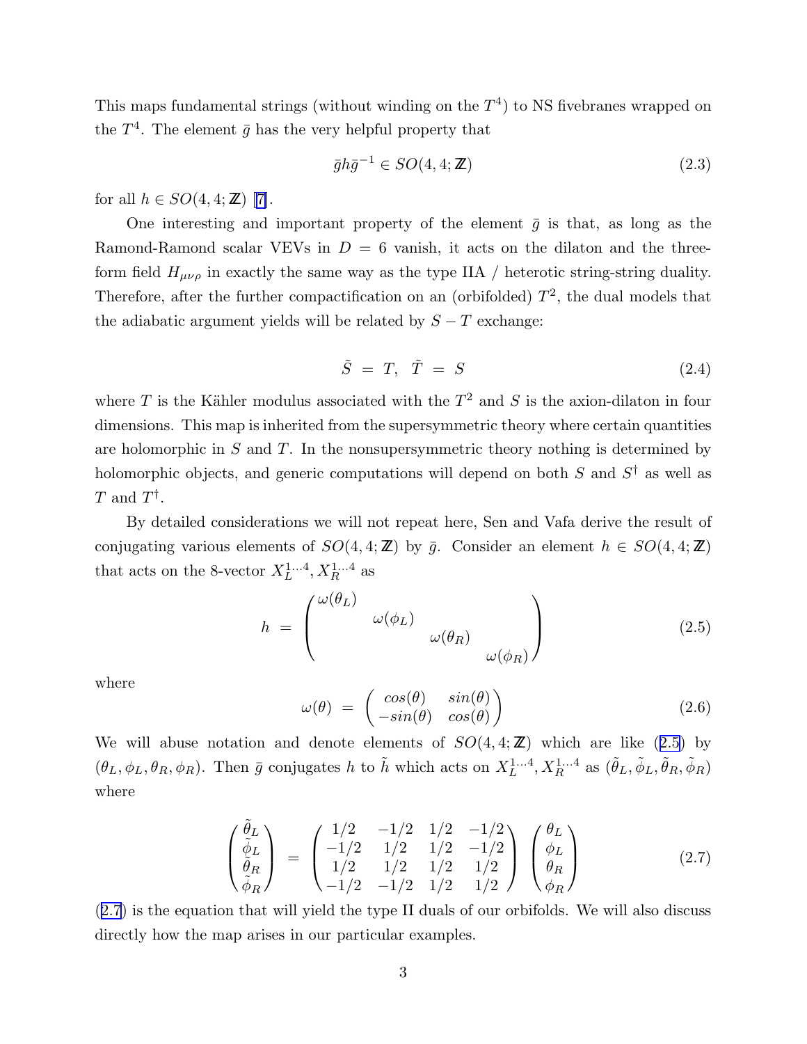This maps fundamental strings (without winding on the $T^4$) to NS fivebranes wrapped on the $T^4$. The element $\bar{g}$ has the very helpful property that

$$\bar{g} h \bar{g}^{-1} \in SO(4,4;\mathbb{Z}) \tag{2.3}$$

for all $h \in SO(4,4;\mathbb{Z})$ [7].

One interesting and important property of the element $\bar{g}$ is that, as long as the Ramond-Ramond scalar VEVs in $D = 6$ vanish, it acts on the dilaton and the three-form field $H_{\mu\nu\rho}$ in exactly the same way as the type IIA / heterotic string-string duality. Therefore, after the further compactification on an (orbifolded) $T^2$, the dual models that the adiabatic argument yields will be related by $S - T$ exchange:

$$\tilde{S} \; = \; T, \quad \tilde{T} \; = \; S \tag{2.4}$$

where $T$ is the Kähler modulus associated with the $T^2$ and $S$ is the axion-dilaton in four dimensions. This map is inherited from the supersymmetric theory where certain quantities are holomorphic in $S$ and $T$. In the nonsupersymmetric theory nothing is determined by holomorphic objects, and generic computations will depend on both $S$ and $S^\dagger$ as well as $T$ and $T^\dagger$.

By detailed considerations we will not repeat here, Sen and Vafa derive the result of conjugating various elements of $SO(4,4;\mathbb{Z})$ by $\bar{g}$. Consider an element $h \in SO(4,4;\mathbb{Z})$ that acts on the 8-vector $X_L^{1\ldots4}, X_R^{1\ldots4}$ as

$$h \; = \; \begin{pmatrix} \omega(\theta_L) & & & \\ & \omega(\phi_L) & & \\ & & \omega(\theta_R) & \\ & & & \omega(\phi_R) \end{pmatrix} \tag{2.5}$$

where

$$\omega(\theta) \; = \; \begin{pmatrix} cos(\theta) & sin(\theta) \\ -sin(\theta) & cos(\theta) \end{pmatrix} \tag{2.6}$$

We will abuse notation and denote elements of $SO(4,4;\mathbb{Z})$ which are like (2.5) by $(\theta_L, \phi_L, \theta_R, \phi_R)$. Then $\bar{g}$ conjugates $h$ to $\tilde{h}$ which acts on $X_L^{1\ldots4}, X_R^{1\ldots4}$ as $(\tilde{\theta}_L, \tilde{\phi}_L, \tilde{\theta}_R, \tilde{\phi}_R)$ where

$$\begin{pmatrix} \tilde{\theta}_L \\ \tilde{\phi}_L \\ \tilde{\theta}_R \\ \tilde{\phi}_R \end{pmatrix} \; = \; \begin{pmatrix} 1/2 & -1/2 & 1/2 & -1/2 \\ -1/2 & 1/2 & 1/2 & -1/2 \\ 1/2 & 1/2 & 1/2 & 1/2 \\ -1/2 & -1/2 & 1/2 & 1/2 \end{pmatrix} \begin{pmatrix} \theta_L \\ \phi_L \\ \theta_R \\ \phi_R \end{pmatrix} \tag{2.7}$$

(2.7) is the equation that will yield the type II duals of our orbifolds. We will also discuss directly how the map arises in our particular examples.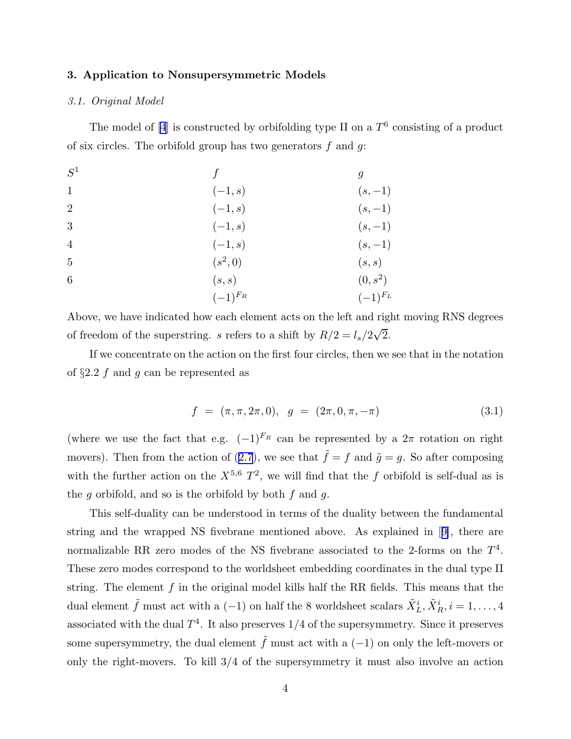## 3. Application to Nonsupersymmetric Models

### *3.1. Original Model*

The model of [4] is constructed by orbifolding type II on a $T^6$ consisting of a product of six circles. The orbifold group has two generators $f$ and $g$:

| $S^1$ | $f$ | $g$ |
|---|---|---|
| 1 | $(-1, s)$ | $(s, -1)$ |
| 2 | $(-1, s)$ | $(s, -1)$ |
| 3 | $(-1, s)$ | $(s, -1)$ |
| 4 | $(-1, s)$ | $(s, -1)$ |
| 5 | $(s^2, 0)$ | $(s, s)$ |
| 6 | $(s, s)$ | $(0, s^2)$ |
| | $(-1)^{F_R}$ | $(-1)^{F_L}$ |

Above, we have indicated how each element acts on the left and right moving RNS degrees of freedom of the superstring. $s$ refers to a shift by $R/2 = l_s/2\sqrt{2}$.

If we concentrate on the action on the first four circles, then we see that in the notation of §2.2 $f$ and $g$ can be represented as

$$f \;=\; (\pi, \pi, 2\pi, 0), \quad g \;=\; (2\pi, 0, \pi, -\pi) \tag{3.1}$$

(where we use the fact that e.g. $(-1)^{F_R}$ can be represented by a $2\pi$ rotation on right movers). Then from the action of (2.7), we see that $\tilde{f} = f$ and $\tilde{g} = g$. So after composing with the further action on the $X^{5,6}$ $T^2$, we will find that the $f$ orbifold is self-dual as is the $g$ orbifold, and so is the orbifold by both $f$ and $g$.

This self-duality can be understood in terms of the duality between the fundamental string and the wrapped NS fivebrane mentioned above. As explained in [9], there are normalizable RR zero modes of the NS fivebrane associated to the 2-forms on the $T^4$. These zero modes correspond to the worldsheet embedding coordinates in the dual type II string. The element $f$ in the original model kills half the RR fields. This means that the dual element $\tilde{f}$ must act with a $(-1)$ on half the 8 worldsheet scalars $\tilde{X}^i_L, \tilde{X}^i_R, i = 1, \ldots, 4$ associated with the dual $T^4$. It also preserves $1/4$ of the supersymmetry. Since it preserves some supersymmetry, the dual element $\tilde{f}$ must act with a $(-1)$ on only the left-movers or only the right-movers. To kill $3/4$ of the supersymmetry it must also involve an action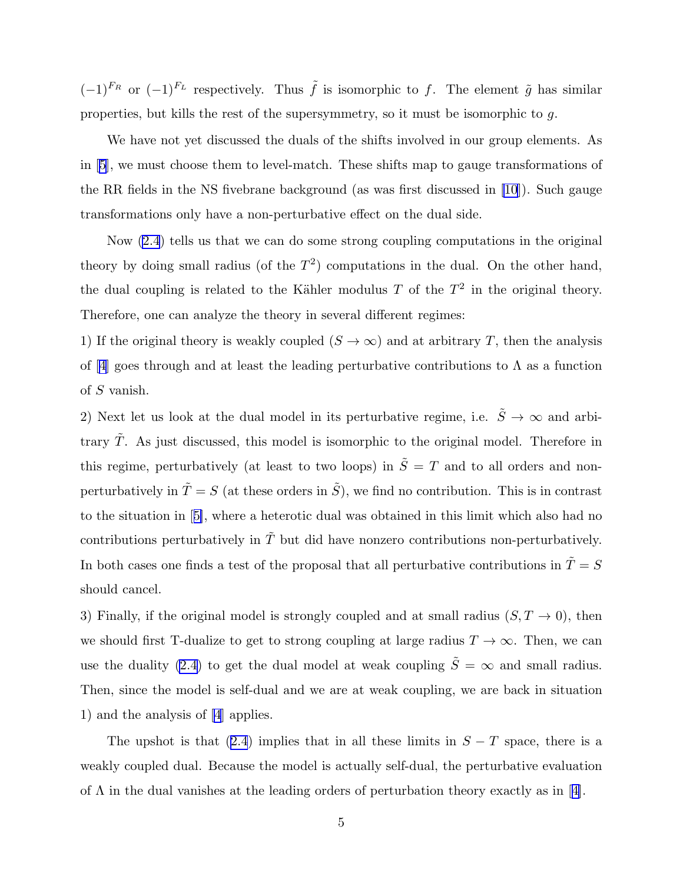$(-1)^{F_R}$ or $(-1)^{F_L}$ respectively. Thus $\tilde{f}$ is isomorphic to $f$. The element $\tilde{g}$ has similar properties, but kills the rest of the supersymmetry, so it must be isomorphic to $g$.

We have not yet discussed the duals of the shifts involved in our group elements. As in [5], we must choose them to level-match. These shifts map to gauge transformations of the RR fields in the NS fivebrane background (as was first discussed in [10]). Such gauge transformations only have a non-perturbative effect on the dual side.

Now (2.4) tells us that we can do some strong coupling computations in the original theory by doing small radius (of the $T^2$) computations in the dual. On the other hand, the dual coupling is related to the Kähler modulus $T$ of the $T^2$ in the original theory. Therefore, one can analyze the theory in several different regimes:

1) If the original theory is weakly coupled ($S \to \infty$) and at arbitrary $T$, then the analysis of [4] goes through and at least the leading perturbative contributions to $\Lambda$ as a function of $S$ vanish.

2) Next let us look at the dual model in its perturbative regime, i.e. $\tilde{S} \to \infty$ and arbitrary $\tilde{T}$. As just discussed, this model is isomorphic to the original model. Therefore in this regime, perturbatively (at least to two loops) in $\tilde{S} = T$ and to all orders and non-perturbatively in $\tilde{T} = S$ (at these orders in $\tilde{S}$), we find no contribution. This is in contrast to the situation in [5], where a heterotic dual was obtained in this limit which also had no contributions perturbatively in $\tilde{T}$ but did have nonzero contributions non-perturbatively. In both cases one finds a test of the proposal that all perturbative contributions in $\tilde{T} = S$ should cancel.

3) Finally, if the original model is strongly coupled and at small radius ($S, T \to 0$), then we should first T-dualize to get to strong coupling at large radius $T \to \infty$. Then, we can use the duality (2.4) to get the dual model at weak coupling $\tilde{S} = \infty$ and small radius. Then, since the model is self-dual and we are at weak coupling, we are back in situation 1) and the analysis of [4] applies.

The upshot is that (2.4) implies that in all these limits in $S - T$ space, there is a weakly coupled dual. Because the model is actually self-dual, the perturbative evaluation of $\Lambda$ in the dual vanishes at the leading orders of perturbation theory exactly as in [4].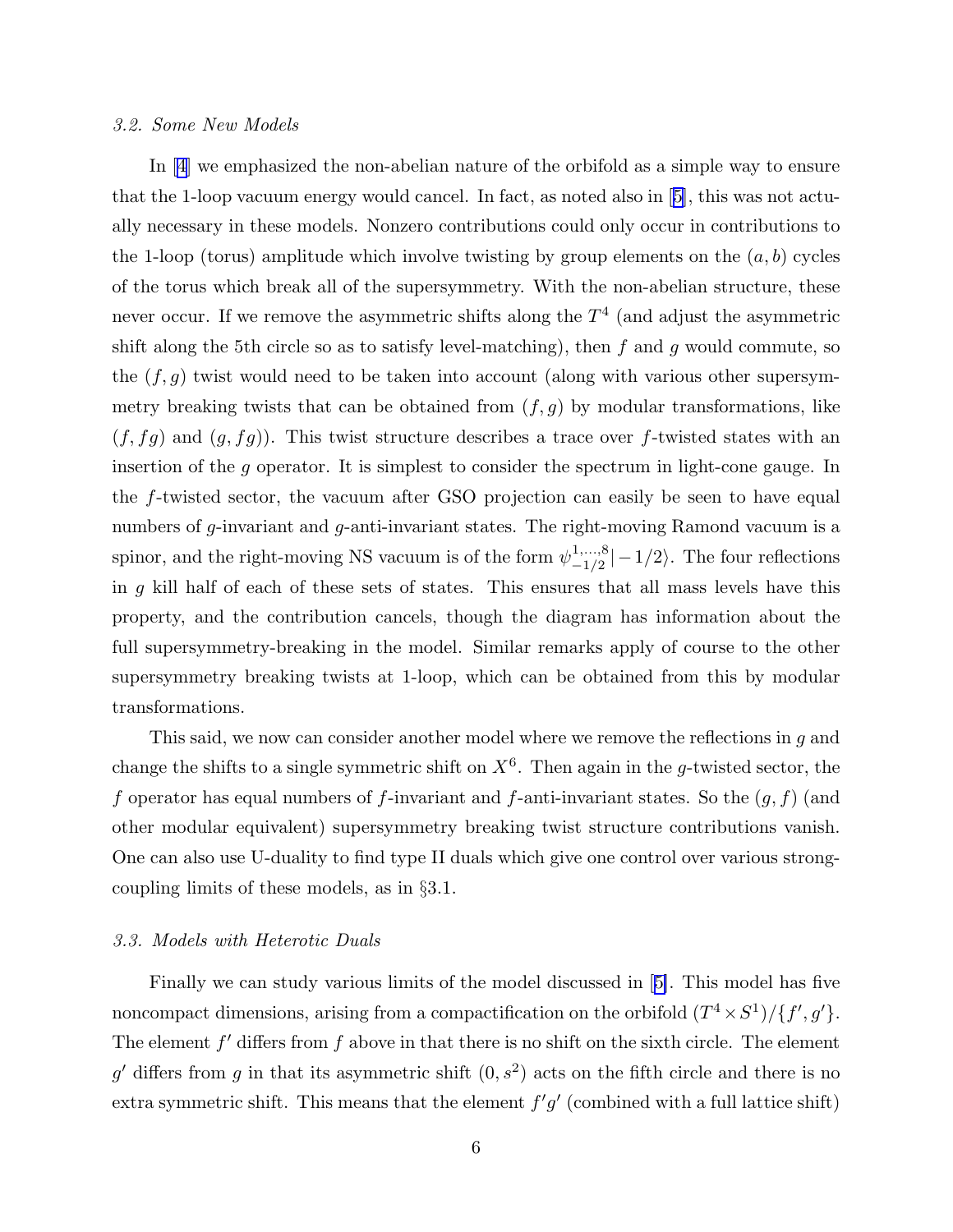### *3.2. Some New Models*

In [4] we emphasized the non-abelian nature of the orbifold as a simple way to ensure that the 1-loop vacuum energy would cancel. In fact, as noted also in [5], this was not actually necessary in these models. Nonzero contributions could only occur in contributions to the 1-loop (torus) amplitude which involve twisting by group elements on the $(a,b)$ cycles of the torus which break all of the supersymmetry. With the non-abelian structure, these never occur. If we remove the asymmetric shifts along the $T^4$ (and adjust the asymmetric shift along the 5th circle so as to satisfy level-matching), then $f$ and $g$ would commute, so the $(f,g)$ twist would need to be taken into account (along with various other supersymmetry breaking twists that can be obtained from $(f,g)$ by modular transformations, like $(f,fg)$ and $(g,fg)$). This twist structure describes a trace over $f$-twisted states with an insertion of the $g$ operator. It is simplest to consider the spectrum in light-cone gauge. In the $f$-twisted sector, the vacuum after GSO projection can easily be seen to have equal numbers of $g$-invariant and $g$-anti-invariant states. The right-moving Ramond vacuum is a spinor, and the right-moving NS vacuum is of the form $\psi^{1,\ldots,8}_{-1/2}|-1/2\rangle$. The four reflections in $g$ kill half of each of these sets of states. This ensures that all mass levels have this property, and the contribution cancels, though the diagram has information about the full supersymmetry-breaking in the model. Similar remarks apply of course to the other supersymmetry breaking twists at 1-loop, which can be obtained from this by modular transformations.

This said, we now can consider another model where we remove the reflections in $g$ and change the shifts to a single symmetric shift on $X^6$. Then again in the $g$-twisted sector, the $f$ operator has equal numbers of $f$-invariant and $f$-anti-invariant states. So the $(g,f)$ (and other modular equivalent) supersymmetry breaking twist structure contributions vanish. One can also use U-duality to find type II duals which give one control over various strong-coupling limits of these models, as in §3.1.

### *3.3. Models with Heterotic Duals*

Finally we can study various limits of the model discussed in [5]. This model has five noncompact dimensions, arising from a compactification on the orbifold $(T^4\times S^1)/\{f',g'\}$. The element $f'$ differs from $f$ above in that there is no shift on the sixth circle. The element $g'$ differs from $g$ in that its asymmetric shift $(0,s^2)$ acts on the fifth circle and there is no extra symmetric shift. This means that the element $f'g'$ (combined with a full lattice shift)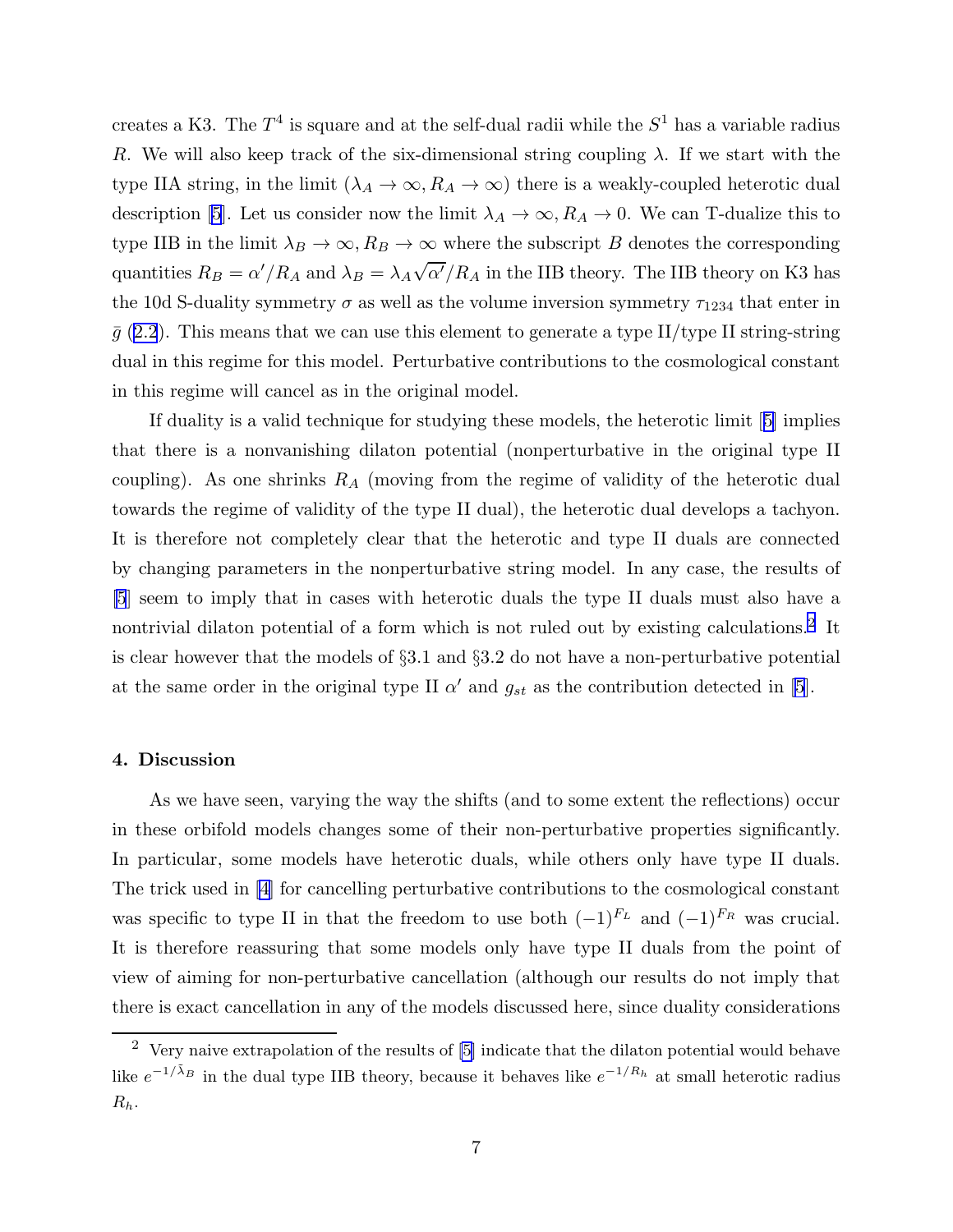creates a K3. The $T^4$ is square and at the self-dual radii while the $S^1$ has a variable radius $R$. We will also keep track of the six-dimensional string coupling $\lambda$. If we start with the type IIA string, in the limit ($\lambda_A \to \infty, R_A \to \infty$) there is a weakly-coupled heterotic dual description [5]. Let us consider now the limit $\lambda_A \to \infty, R_A \to 0$. We can T-dualize this to type IIB in the limit $\lambda_B \to \infty, R_B \to \infty$ where the subscript $B$ denotes the corresponding quantities $R_B = \alpha'/R_A$ and $\lambda_B = \lambda_A \sqrt{\alpha'}/R_A$ in the IIB theory. The IIB theory on K3 has the 10d S-duality symmetry $\sigma$ as well as the volume inversion symmetry $\tau_{1234}$ that enter in $\bar{g}$ (2.2). This means that we can use this element to generate a type II/type II string-string dual in this regime for this model. Perturbative contributions to the cosmological constant in this regime will cancel as in the original model.

If duality is a valid technique for studying these models, the heterotic limit [5] implies that there is a nonvanishing dilaton potential (nonperturbative in the original type II coupling). As one shrinks $R_A$ (moving from the regime of validity of the heterotic dual towards the regime of validity of the type II dual), the heterotic dual develops a tachyon. It is therefore not completely clear that the heterotic and type II duals are connected by changing parameters in the nonperturbative string model. In any case, the results of [5] seem to imply that in cases with heterotic duals the type II duals must also have a nontrivial dilaton potential of a form which is not ruled out by existing calculations.[2] It is clear however that the models of §3.1 and §3.2 do not have a non-perturbative potential at the same order in the original type II $\alpha'$ and $g_{st}$ as the contribution detected in [5].

## 4. Discussion

As we have seen, varying the way the shifts (and to some extent the reflections) occur in these orbifold models changes some of their non-perturbative properties significantly. In particular, some models have heterotic duals, while others only have type II duals. The trick used in [4] for cancelling perturbative contributions to the cosmological constant was specific to type II in that the freedom to use both $(-1)^{F_L}$ and $(-1)^{F_R}$ was crucial. It is therefore reassuring that some models only have type II duals from the point of view of aiming for non-perturbative cancellation (although our results do not imply that there is exact cancellation in any of the models discussed here, since duality considerations

[2] Very naive extrapolation of the results of [5] indicate that the dilaton potential would behave like $e^{-1/\tilde{\lambda}_B}$ in the dual type IIB theory, because it behaves like $e^{-1/R_h}$ at small heterotic radius $R_h$.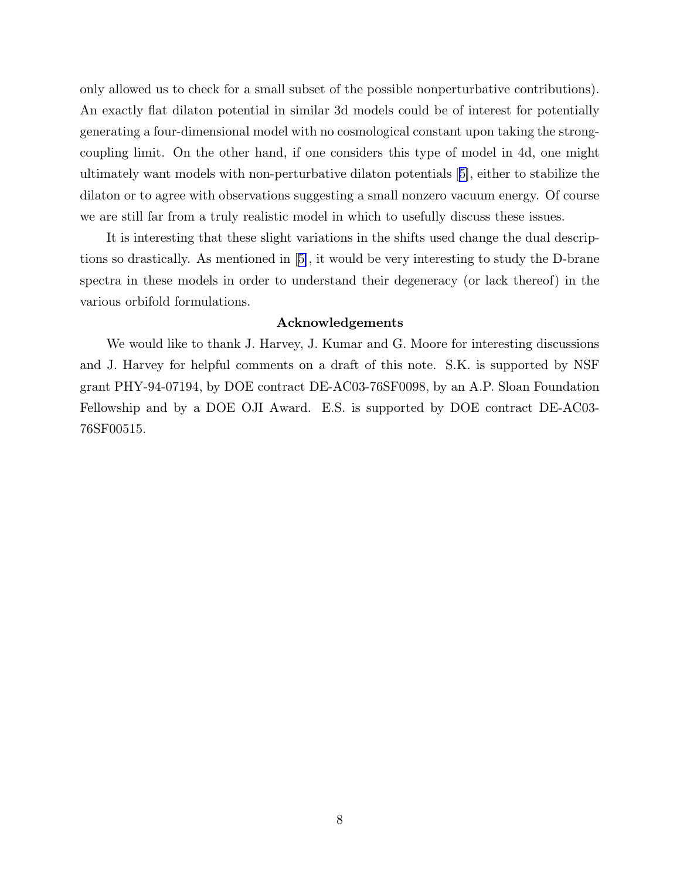only allowed us to check for a small subset of the possible nonperturbative contributions). An exactly flat dilaton potential in similar 3d models could be of interest for potentially generating a four-dimensional model with no cosmological constant upon taking the strong-coupling limit. On the other hand, if one considers this type of model in 4d, one might ultimately want models with non-perturbative dilaton potentials [5], either to stabilize the dilaton or to agree with observations suggesting a small nonzero vacuum energy. Of course we are still far from a truly realistic model in which to usefully discuss these issues.

It is interesting that these slight variations in the shifts used change the dual descriptions so drastically. As mentioned in [5], it would be very interesting to study the D-brane spectra in these models in order to understand their degeneracy (or lack thereof) in the various orbifold formulations.

### Acknowledgements

We would like to thank J. Harvey, J. Kumar and G. Moore for interesting discussions and J. Harvey for helpful comments on a draft of this note. S.K. is supported by NSF grant PHY-94-07194, by DOE contract DE-AC03-76SF0098, by an A.P. Sloan Foundation Fellowship and by a DOE OJI Award. E.S. is supported by DOE contract DE-AC03-76SF00515.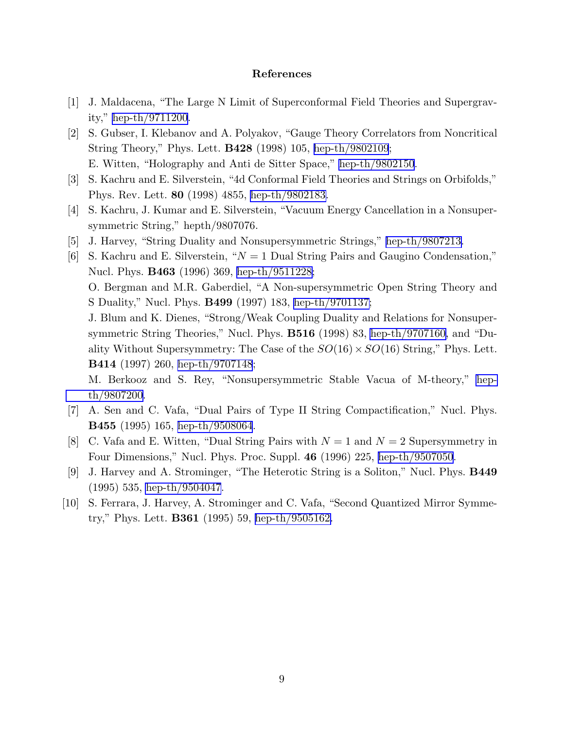## References

[1] J. Maldacena, "The Large N Limit of Superconformal Field Theories and Supergravity," hep-th/9711200.

[2] S. Gubser, I. Klebanov and A. Polyakov, "Gauge Theory Correlators from Noncritical String Theory," Phys. Lett. **B428** (1998) 105, hep-th/9802109;
E. Witten, "Holography and Anti de Sitter Space," hep-th/9802150.

[3] S. Kachru and E. Silverstein, "4d Conformal Field Theories and Strings on Orbifolds," Phys. Rev. Lett. **80** (1998) 4855, hep-th/9802183.

[4] S. Kachru, J. Kumar and E. Silverstein, "Vacuum Energy Cancellation in a Nonsupersymmetric String," hepth/9807076.

[5] J. Harvey, "String Duality and Nonsupersymmetric Strings," hep-th/9807213.

[6] S. Kachru and E. Silverstein, "$N = 1$ Dual String Pairs and Gaugino Condensation," Nucl. Phys. **B463** (1996) 369, hep-th/9511228;
O. Bergman and M.R. Gaberdiel, "A Non-supersymmetric Open String Theory and S Duality," Nucl. Phys. **B499** (1997) 183, hep-th/9701137;
J. Blum and K. Dienes, "Strong/Weak Coupling Duality and Relations for Nonsupersymmetric String Theories," Nucl. Phys. **B516** (1998) 83, hep-th/9707160, and "Duality Without Supersymmetry: The Case of the $SO(16) \times SO(16)$ String," Phys. Lett. **B414** (1997) 260, hep-th/9707148;
M. Berkooz and S. Rey, "Nonsupersymmetric Stable Vacua of M-theory," hep-th/9807200.

[7] A. Sen and C. Vafa, "Dual Pairs of Type II String Compactification," Nucl. Phys. **B455** (1995) 165, hep-th/9508064.

[8] C. Vafa and E. Witten, "Dual String Pairs with $N = 1$ and $N = 2$ Supersymmetry in Four Dimensions," Nucl. Phys. Proc. Suppl. **46** (1996) 225, hep-th/9507050.

[9] J. Harvey and A. Strominger, "The Heterotic String is a Soliton," Nucl. Phys. **B449** (1995) 535, hep-th/9504047.

[10] S. Ferrara, J. Harvey, A. Strominger and C. Vafa, "Second Quantized Mirror Symmetry," Phys. Lett. **B361** (1995) 59, hep-th/9505162.